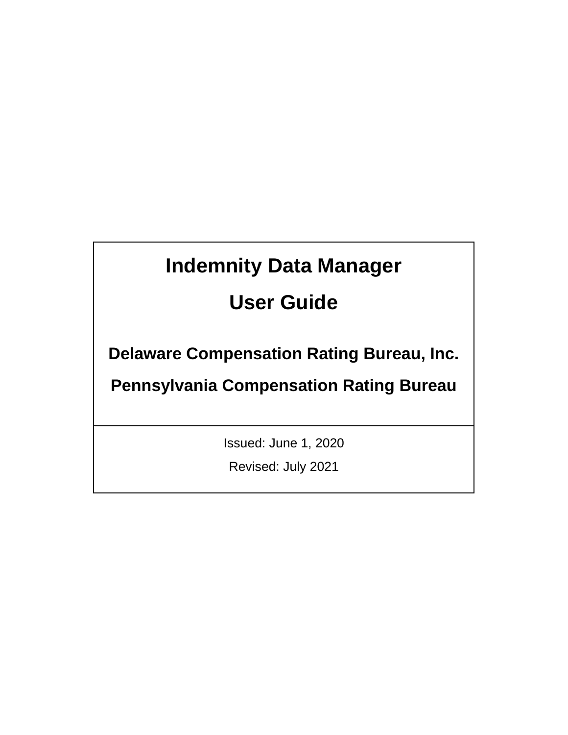# Indemnity Data Manager

# User Guide

## Delaware Compensation Rating Bureau, Inc.

## Pennsylvania Compensation Rating Bureau

Issued: June 1, 2020

Revised: July 2021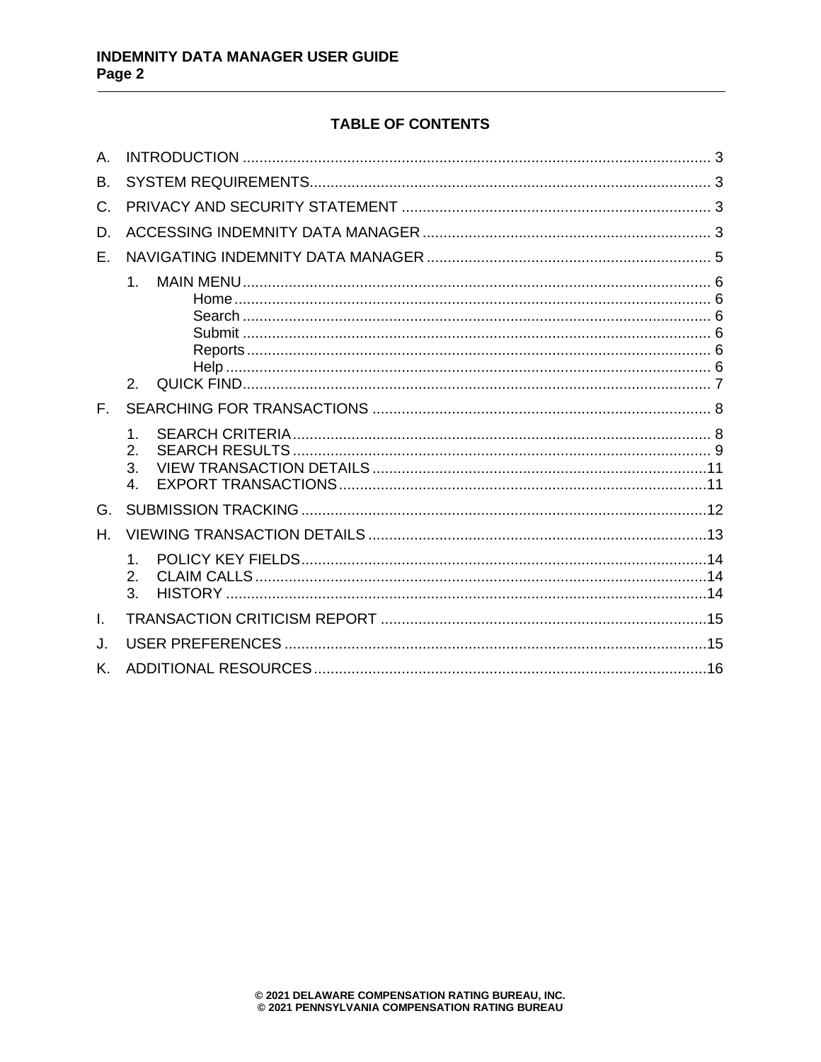## TABLE OF CONTENTS

A. INTRODUCTION ... 3

B. SYSTEM REQUIREMENTS ... 3

C. PRIVACY AND SECURITY STATEMENT ... 3

D. ACCESSING INDEMNITY DATA MANAGER ... 3

E. NAVIGATING INDEMNITY DATA MANAGER ... 5

1. MAIN MENU ... 6
   - Home ... 6
   - Search ... 6
   - Submit ... 6
   - Reports ... 6
   - Help ... 6
2. QUICK FIND ... 7

F. SEARCHING FOR TRANSACTIONS ... 8

1. SEARCH CRITERIA ... 8
2. SEARCH RESULTS ... 9
3. VIEW TRANSACTION DETAILS ... 11
4. EXPORT TRANSACTIONS ... 11

G. SUBMISSION TRACKING ... 12

H. VIEWING TRANSACTION DETAILS ... 13

1. POLICY KEY FIELDS ... 14
2. CLAIM CALLS ... 14
3. HISTORY ... 14

I. TRANSACTION CRITICISM REPORT ... 15

J. USER PREFERENCES ... 15

K. ADDITIONAL RESOURCES ... 16

© 2021 DELAWARE COMPENSATION RATING BUREAU, INC.
© 2021 PENNSYLVANIA COMPENSATION RATING BUREAU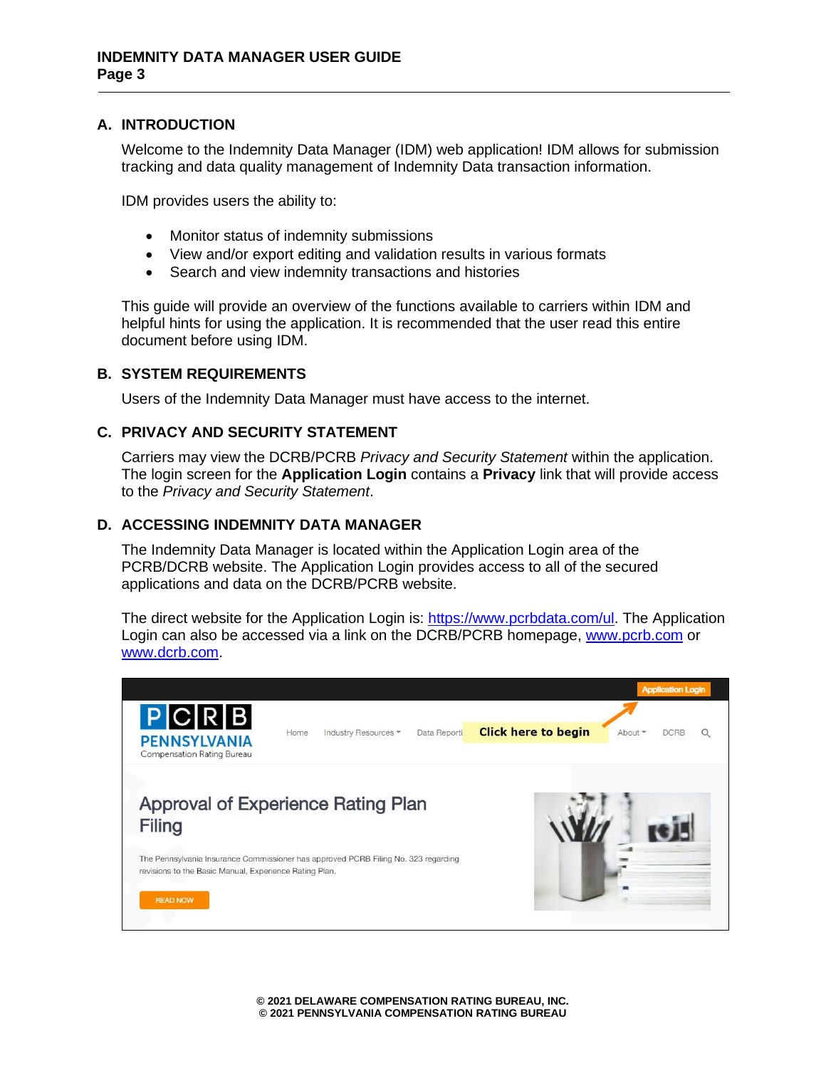## A. INTRODUCTION

Welcome to the Indemnity Data Manager (IDM) web application! IDM allows for submission tracking and data quality management of Indemnity Data transaction information.

IDM provides users the ability to:

- Monitor status of indemnity submissions
- View and/or export editing and validation results in various formats
- Search and view indemnity transactions and histories

This guide will provide an overview of the functions available to carriers within IDM and helpful hints for using the application. It is recommended that the user read this entire document before using IDM.

## B. SYSTEM REQUIREMENTS

Users of the Indemnity Data Manager must have access to the internet.

## C. PRIVACY AND SECURITY STATEMENT

Carriers may view the DCRB/PCRB *Privacy and Security Statement* within the application. The login screen for the **Application Login** contains a **Privacy** link that will provide access to the *Privacy and Security Statement*.

## D. ACCESSING INDEMNITY DATA MANAGER

The Indemnity Data Manager is located within the Application Login area of the PCRB/DCRB website. The Application Login provides access to all of the secured applications and data on the DCRB/PCRB website.

The direct website for the Application Login is: https://www.pcrbdata.com/ul. The Application Login can also be accessed via a link on the DCRB/PCRB homepage, www.pcrb.com or www.dcrb.com.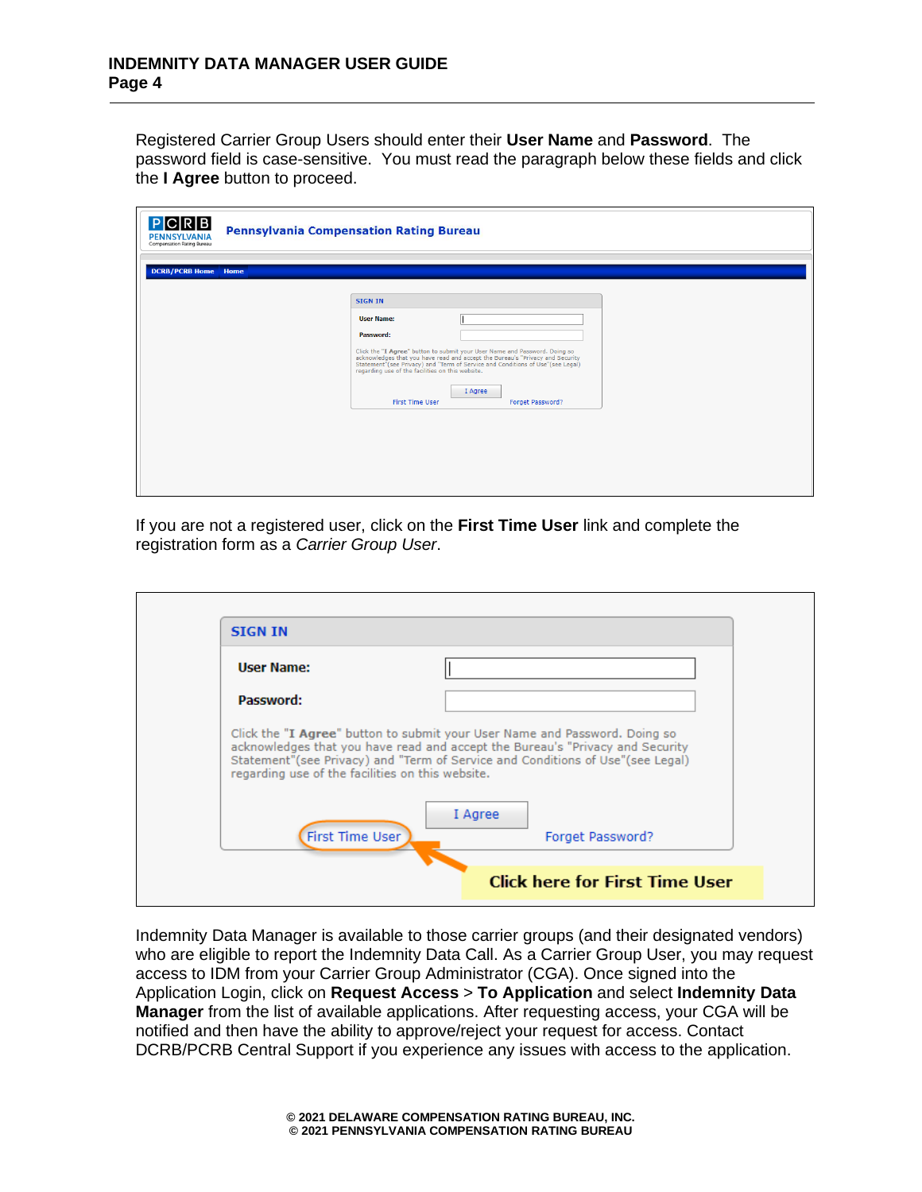Registered Carrier Group Users should enter their **User Name** and **Password**. The password field is case-sensitive. You must read the paragraph below these fields and click the **I Agree** button to proceed.

If you are not a registered user, click on the **First Time User** link and complete the registration form as a *Carrier Group User*.

Indemnity Data Manager is available to those carrier groups (and their designated vendors) who are eligible to report the Indemnity Data Call. As a Carrier Group User, you may request access to IDM from your Carrier Group Administrator (CGA). Once signed into the Application Login, click on **Request Access** > **To Application** and select **Indemnity Data Manager** from the list of available applications. After requesting access, your CGA will be notified and then have the ability to approve/reject your request for access. Contact DCRB/PCRB Central Support if you experience any issues with access to the application.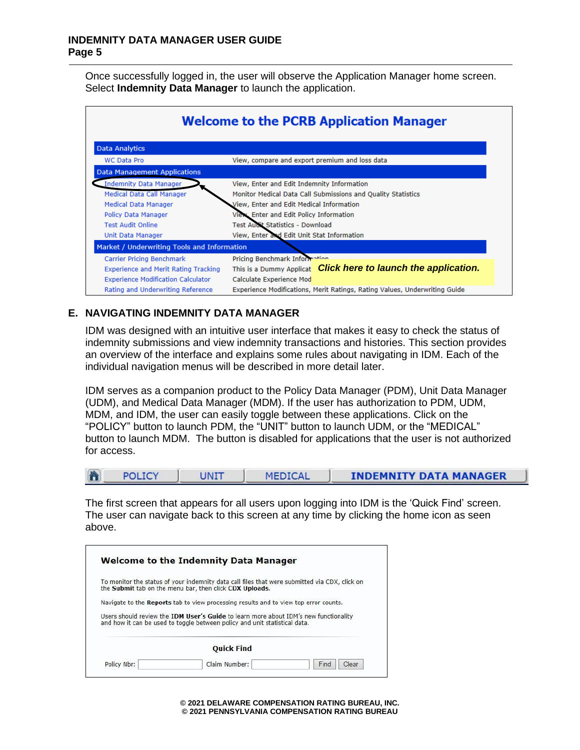Once successfully logged in, the user will observe the Application Manager home screen. Select **Indemnity Data Manager** to launch the application.

**Welcome to the PCRB Application Manager**

| Data Analytics | |
|---|---|
| WC Data Pro | View, compare and export premium and loss data |
| **Data Management Applications** | |
| Indemnity Data Manager | View, Enter and Edit Indemnity Information |
| Medical Data Call Manager | Monitor Medical Data Call Submissions and Quality Statistics |
| Medical Data Manager | View, Enter and Edit Medical Information |
| Policy Data Manager | View, Enter and Edit Policy Information |
| Test Audit Online | Test Audit Statistics - Download |
| Unit Data Manager | View, Enter and Edit Unit Stat Information |
| **Market / Underwriting Tools and Information** | |
| Carrier Pricing Benchmark | Pricing Benchmark Information |
| Experience and Merit Rating Tracking | This is a Dummy Applicat... |
| Experience Modification Calculator | Calculate Experience Mod... |
| Rating and Underwriting Reference | Experience Modifications, Merit Ratings, Rating Values, Underwriting Guide |

***Click here to launch the application.***

## E. NAVIGATING INDEMNITY DATA MANAGER

IDM was designed with an intuitive user interface that makes it easy to check the status of indemnity submissions and view indemnity transactions and histories. This section provides an overview of the interface and explains some rules about navigating in IDM. Each of the individual navigation menus will be described in more detail later.

IDM serves as a companion product to the Policy Data Manager (PDM), Unit Data Manager (UDM), and Medical Data Manager (MDM). If the user has authorization to PDM, UDM, MDM, and IDM, the user can easily toggle between these applications. Click on the "POLICY" button to launch PDM, the "UNIT" button to launch UDM, or the "MEDICAL" button to launch MDM. The button is disabled for applications that the user is not authorized for access.

| 🏠 | POLICY | UNIT | MEDICAL | INDEMNITY DATA MANAGER |
|---|---|---|---|---|

The first screen that appears for all users upon logging into IDM is the 'Quick Find' screen. The user can navigate back to this screen at any time by clicking the home icon as seen above.

**Welcome to the Indemnity Data Manager**

To monitor the status of your indemnity data call files that were submitted via CDX, click on the **Submit** tab on the menu bar, then click **CDX Uploads**.

Navigate to the **Reports** tab to view processing results and to view top error counts.

Users should review the **IDM User's Guide** to learn more about IDM's new functionality and how it can be used to toggle between policy and unit statistical data.

**Quick Find**

Policy Nbr: [ ] Claim Number: [ ] Find Clear

© 2021 DELAWARE COMPENSATION RATING BUREAU, INC.
© 2021 PENNSYLVANIA COMPENSATION RATING BUREAU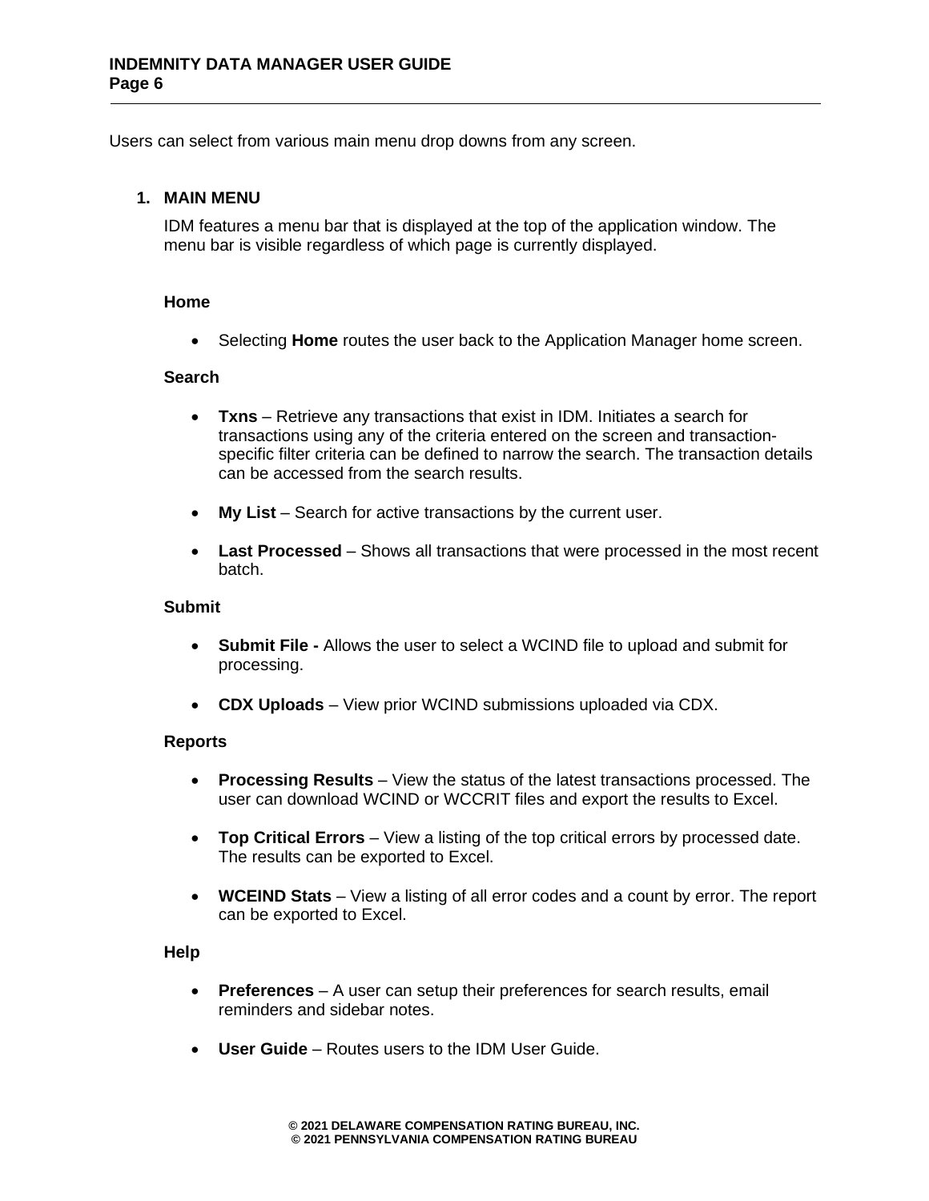Users can select from various main menu drop downs from any screen.

## 1. MAIN MENU

IDM features a menu bar that is displayed at the top of the application window. The menu bar is visible regardless of which page is currently displayed.

### Home

- Selecting **Home** routes the user back to the Application Manager home screen.

### Search

- **Txns** – Retrieve any transactions that exist in IDM. Initiates a search for transactions using any of the criteria entered on the screen and transaction-specific filter criteria can be defined to narrow the search. The transaction details can be accessed from the search results.

- **My List** – Search for active transactions by the current user.

- **Last Processed** – Shows all transactions that were processed in the most recent batch.

### Submit

- **Submit File -** Allows the user to select a WCIND file to upload and submit for processing.

- **CDX Uploads** – View prior WCIND submissions uploaded via CDX.

### Reports

- **Processing Results** – View the status of the latest transactions processed. The user can download WCIND or WCCRIT files and export the results to Excel.

- **Top Critical Errors** – View a listing of the top critical errors by processed date. The results can be exported to Excel.

- **WCEIND Stats** – View a listing of all error codes and a count by error. The report can be exported to Excel.

### Help

- **Preferences** – A user can setup their preferences for search results, email reminders and sidebar notes.

- **User Guide** – Routes users to the IDM User Guide.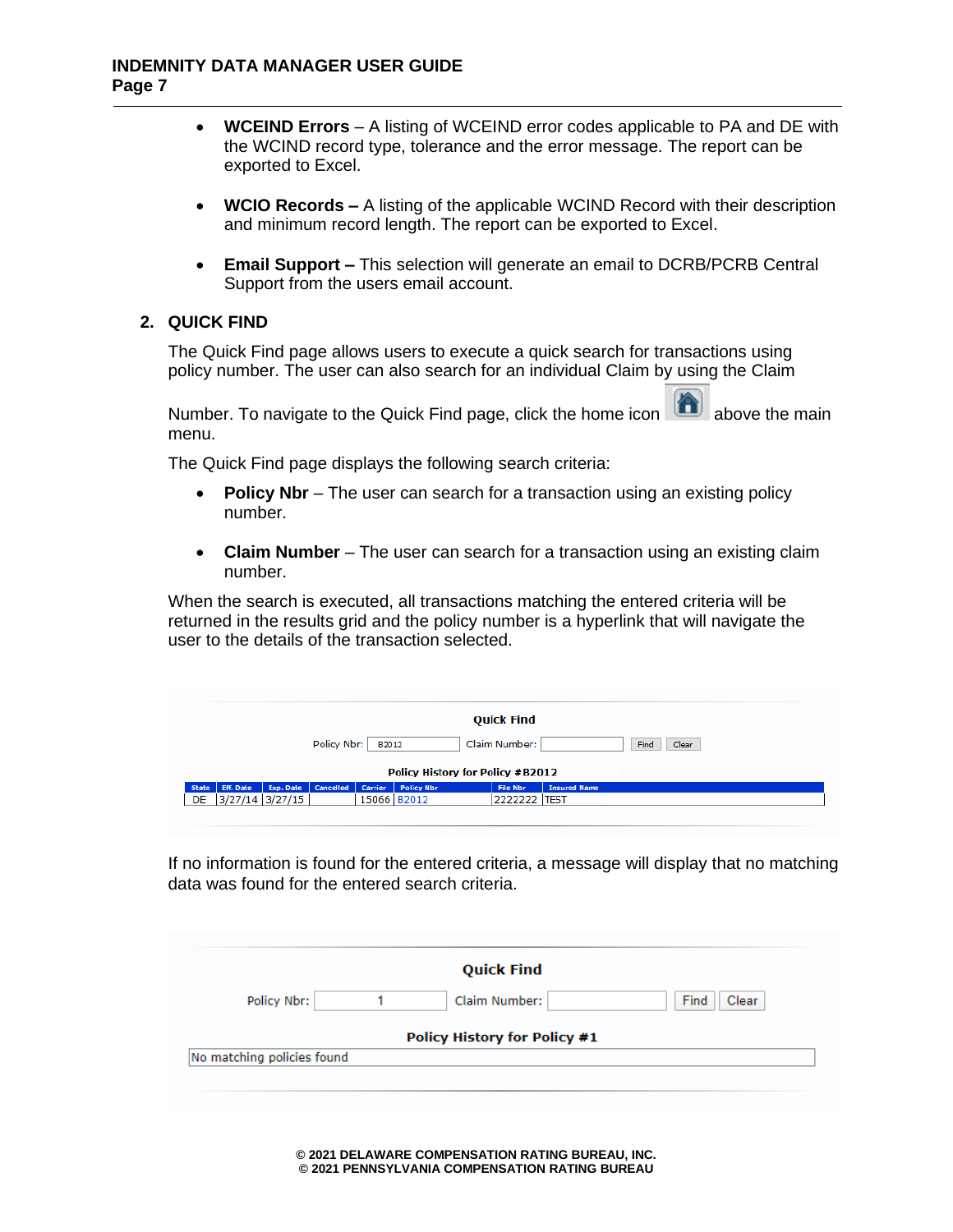- **WCEIND Errors** – A listing of WCEIND error codes applicable to PA and DE with the WCIND record type, tolerance and the error message. The report can be exported to Excel.

- **WCIO Records –** A listing of the applicable WCIND Record with their description and minimum record length. The report can be exported to Excel.

- **Email Support –** This selection will generate an email to DCRB/PCRB Central Support from the users email account.

## 2. QUICK FIND

The Quick Find page allows users to execute a quick search for transactions using policy number. The user can also search for an individual Claim by using the Claim Number. To navigate to the Quick Find page, click the home icon above the main menu.

The Quick Find page displays the following search criteria:

- **Policy Nbr** – The user can search for a transaction using an existing policy number.

- **Claim Number** – The user can search for a transaction using an existing claim number.

When the search is executed, all transactions matching the entered criteria will be returned in the results grid and the policy number is a hyperlink that will navigate the user to the details of the transaction selected.

**Quick Find**

Policy Nbr: B2012 Claim Number: [Find] [Clear]

**Policy History for Policy #B2012**

| State | Eff. Date | Exp. Date | Cancelled | Carrier | Policy Nbr | File Nbr | Insured Name |
|---|---|---|---|---|---|---|---|
| DE | 3/27/14 | 3/27/15 | | 15066 | B2012 | 2222222 | TEST |

If no information is found for the entered criteria, a message will display that no matching data was found for the entered search criteria.

**Quick Find**

Policy Nbr: 1 Claim Number: [Find] [Clear]

**Policy History for Policy #1**

No matching policies found

© 2021 DELAWARE COMPENSATION RATING BUREAU, INC.
© 2021 PENNSYLVANIA COMPENSATION RATING BUREAU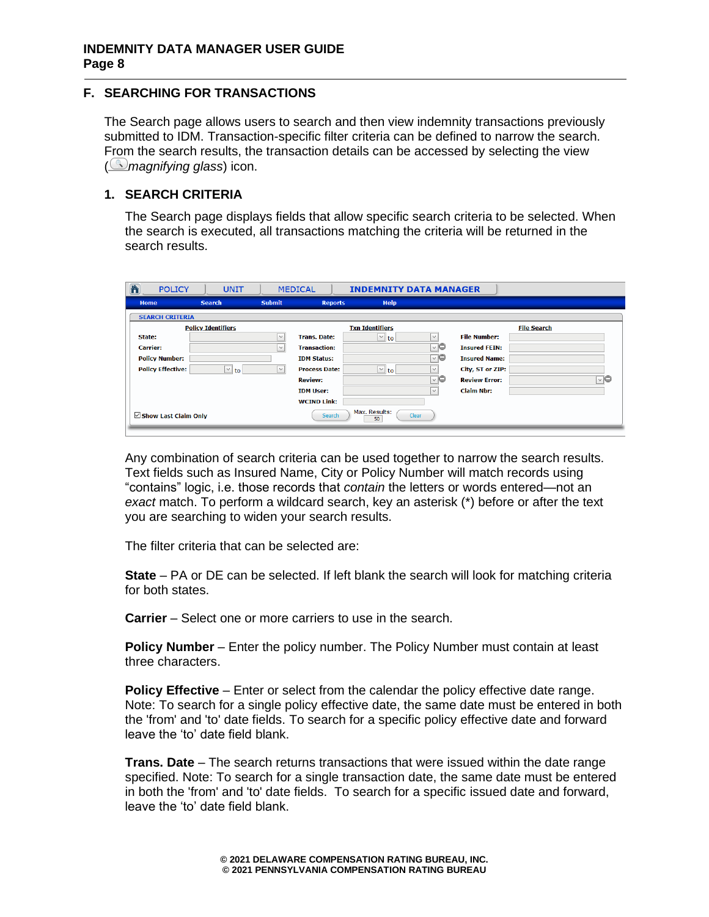## F. SEARCHING FOR TRANSACTIONS

The Search page allows users to search and then view indemnity transactions previously submitted to IDM. Transaction-specific filter criteria can be defined to narrow the search. From the search results, the transaction details can be accessed by selecting the view (*magnifying glass*) icon.

### 1. SEARCH CRITERIA

The Search page displays fields that allow specific search criteria to be selected. When the search is executed, all transactions matching the criteria will be returned in the search results.

Any combination of search criteria can be used together to narrow the search results. Text fields such as Insured Name, City or Policy Number will match records using "contains" logic, i.e. those records that *contain* the letters or words entered—not an *exact* match. To perform a wildcard search, key an asterisk (*) before or after the text you are searching to widen your search results.

The filter criteria that can be selected are:

**State** – PA or DE can be selected. If left blank the search will look for matching criteria for both states.

**Carrier** – Select one or more carriers to use in the search.

**Policy Number** – Enter the policy number. The Policy Number must contain at least three characters.

**Policy Effective** – Enter or select from the calendar the policy effective date range. Note: To search for a single policy effective date, the same date must be entered in both the 'from' and 'to' date fields. To search for a specific policy effective date and forward leave the 'to' date field blank.

**Trans. Date** – The search returns transactions that were issued within the date range specified. Note: To search for a single transaction date, the same date must be entered in both the 'from' and 'to' date fields. To search for a specific issued date and forward, leave the 'to' date field blank.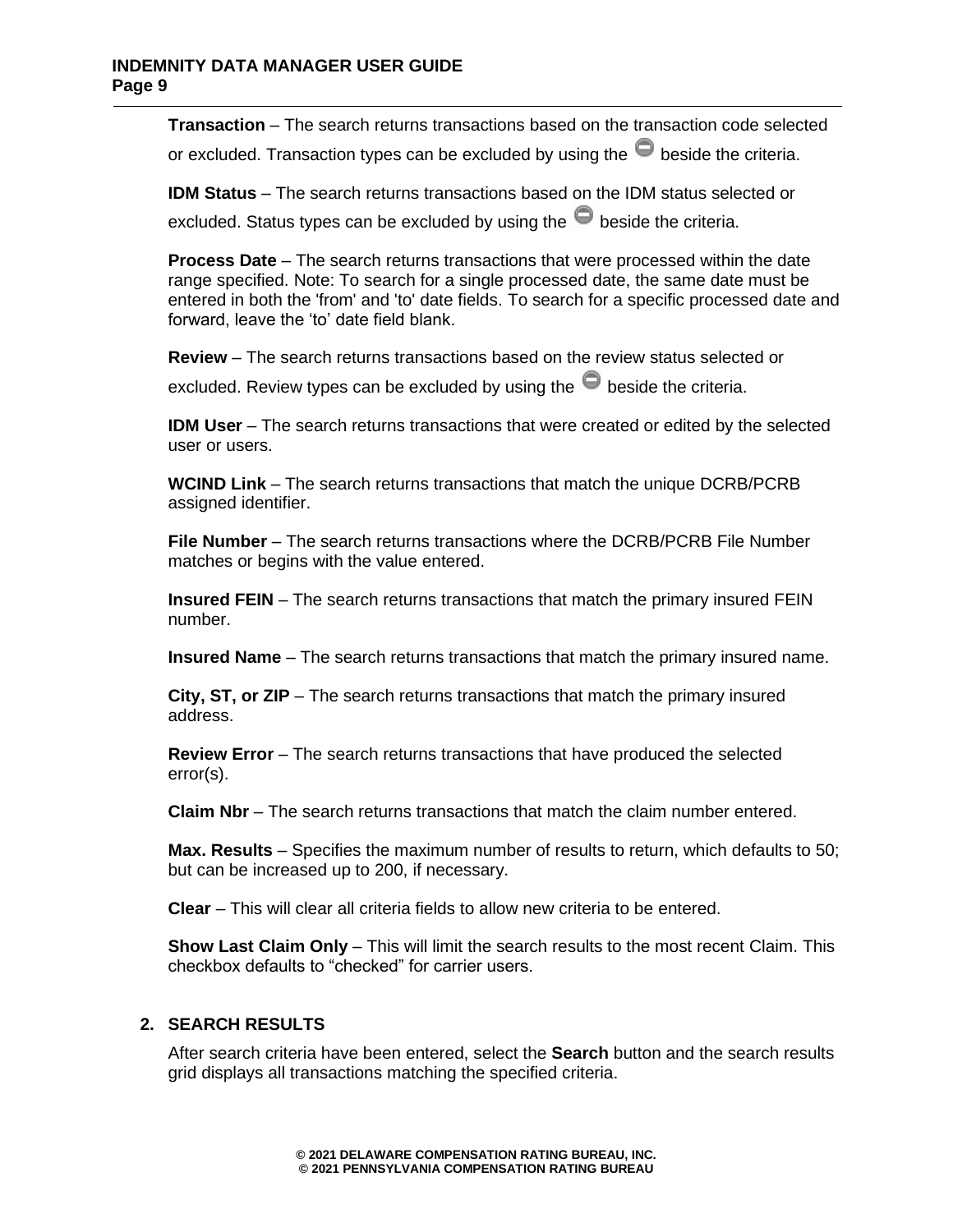**Transaction** – The search returns transactions based on the transaction code selected or excluded. Transaction types can be excluded by using the ⊖ beside the criteria.

**IDM Status** – The search returns transactions based on the IDM status selected or excluded. Status types can be excluded by using the ⊖ beside the criteria.

**Process Date** – The search returns transactions that were processed within the date range specified. Note: To search for a single processed date, the same date must be entered in both the 'from' and 'to' date fields. To search for a specific processed date and forward, leave the 'to' date field blank.

**Review** – The search returns transactions based on the review status selected or excluded. Review types can be excluded by using the ⊖ beside the criteria.

**IDM User** – The search returns transactions that were created or edited by the selected user or users.

**WCIND Link** – The search returns transactions that match the unique DCRB/PCRB assigned identifier.

**File Number** – The search returns transactions where the DCRB/PCRB File Number matches or begins with the value entered.

**Insured FEIN** – The search returns transactions that match the primary insured FEIN number.

**Insured Name** – The search returns transactions that match the primary insured name.

**City, ST, or ZIP** – The search returns transactions that match the primary insured address.

**Review Error** – The search returns transactions that have produced the selected error(s).

**Claim Nbr** – The search returns transactions that match the claim number entered.

**Max. Results** – Specifies the maximum number of results to return, which defaults to 50; but can be increased up to 200, if necessary.

**Clear** – This will clear all criteria fields to allow new criteria to be entered.

**Show Last Claim Only** – This will limit the search results to the most recent Claim. This checkbox defaults to "checked" for carrier users.

## 2. SEARCH RESULTS

After search criteria have been entered, select the **Search** button and the search results grid displays all transactions matching the specified criteria.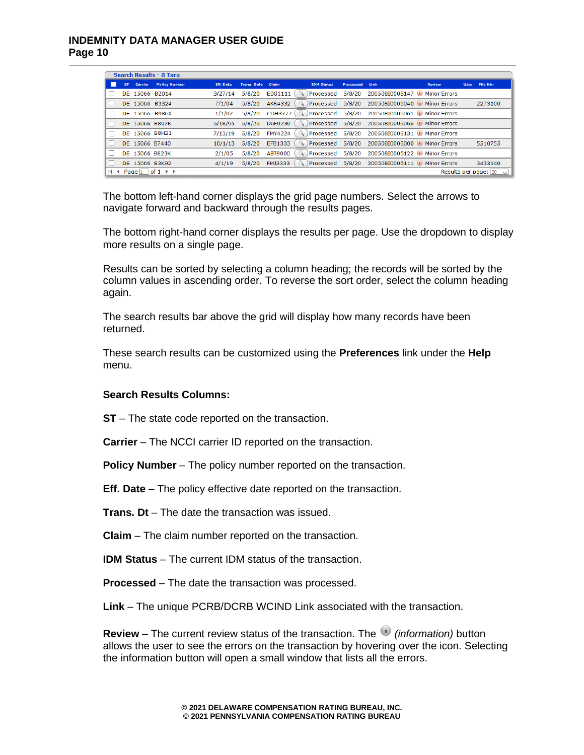Search Results - 8 Txns

| | ST | Carrier | Policy Number | Eff. Date | Trans. Date | Claim | IDM Status | Processed | Link | Review | User | File Nbr |
|---|---|---|---|---|---|---|---|---|---|---|---|---|
| ☐ | DE | 15066 | B2014 | 3/27/14 | 5/8/20 | E0G1111 | Processed | 5/8/20 | 20050810006147 | Minor Errors | | |
| ☐ | DE | 15066 | B3324 | 7/1/04 | 5/8/20 | AKR4332 | Processed | 5/8/20 | 20050810006040 | Minor Errors | | 2273100 |
| ☐ | DE | 15066 | B986X | 1/1/07 | 5/8/20 | CDH3777 | Processed | 5/8/20 | 20050810006061 | Minor Errors | | |
| ☐ | DE | 15066 | B807K | 5/18/95 | 5/8/20 | D6F0230 | Processed | 5/8/20 | 20050810006066 | Minor Errors | | |
| ☐ | DE | 15066 | B8H21 | 7/13/19 | 5/8/20 | FMY4224 | Processed | 5/8/20 | 20050810006131 | Minor Errors | | |
| ☐ | DE | 15066 | B7440 | 10/1/13 | 5/8/20 | EFB1333 | Processed | 5/8/20 | 20050810006000 | Minor Errors | | 5510755 |
| ☐ | DE | 15066 | B823K | 2/1/05 | 5/8/20 | ABT9000 | Processed | 5/8/20 | 20050810006122 | Minor Errors | | |
| ☐ | DE | 15066 | B3K92 | 4/1/19 | 5/8/20 | FMJ3333 | Processed | 5/8/20 | 20050810006111 | Minor Errors | | 3433140 |

Page 1 of 1 — Results per page: 20

The bottom left-hand corner displays the grid page numbers. Select the arrows to navigate forward and backward through the results pages.

The bottom right-hand corner displays the results per page. Use the dropdown to display more results on a single page.

Results can be sorted by selecting a column heading; the records will be sorted by the column values in ascending order. To reverse the sort order, select the column heading again.

The search results bar above the grid will display how many records have been returned.

These search results can be customized using the **Preferences** link under the **Help** menu.

**Search Results Columns:**

**ST** – The state code reported on the transaction.

**Carrier** – The NCCI carrier ID reported on the transaction.

**Policy Number** – The policy number reported on the transaction.

**Eff. Date** – The policy effective date reported on the transaction.

**Trans. Dt** – The date the transaction was issued.

**Claim** – The claim number reported on the transaction.

**IDM Status** – The current IDM status of the transaction.

**Processed** – The date the transaction was processed.

**Link** – The unique PCRB/DCRB WCIND Link associated with the transaction.

**Review** – The current review status of the transaction. The *(information)* button allows the user to see the errors on the transaction by hovering over the icon. Selecting the information button will open a small window that lists all the errors.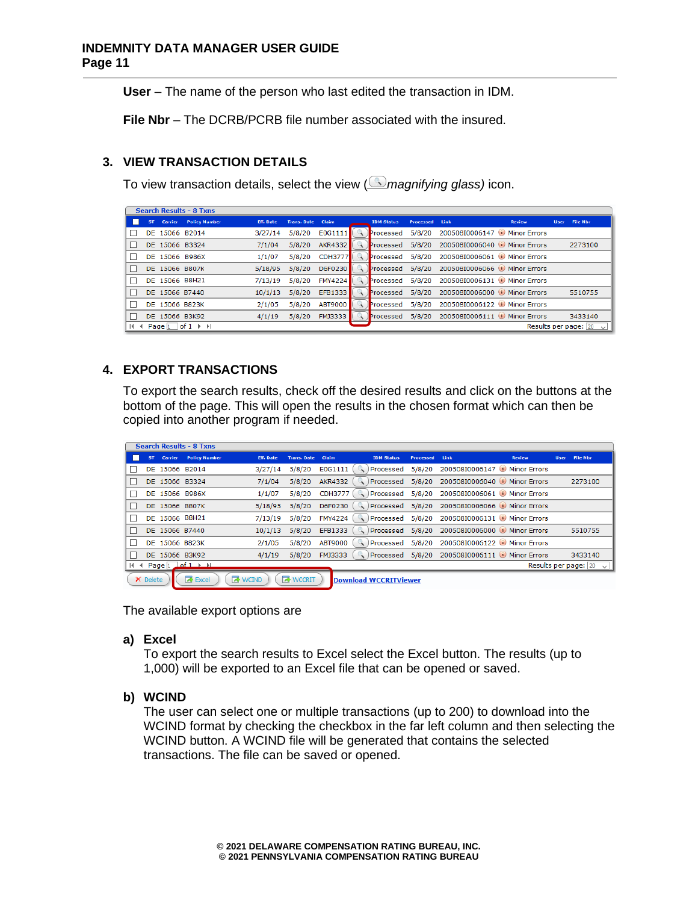**User** – The name of the person who last edited the transaction in IDM.

**File Nbr** – The DCRB/PCRB file number associated with the insured.

## 3. VIEW TRANSACTION DETAILS

To view transaction details, select the view (*magnifying glass)* icon.

Search Results - 8 Txns

| | ST | Carrier | Policy Number | Eff. Date | Trans. Date | Claim | | IDM Status | Processed | Link | Review | User | File Nbr |
|---|---|---|---|---|---|---|---|---|---|---|---|---|---|
| ☐ | DE | 15066 | B2014 | 3/27/14 | 5/8/20 | E0G1111 | 🔍 | Processed | 5/8/20 | 2005081006147 | Minor Errors | | |
| ☐ | DE | 15066 | B3324 | 7/1/04 | 5/8/20 | AKR4332 | 🔍 | Processed | 5/8/20 | 2005081006040 | Minor Errors | | 2273100 |
| ☐ | DE | 15066 | B986X | 1/1/07 | 5/8/20 | CDH3777 | 🔍 | Processed | 5/8/20 | 2005081006061 | Minor Errors | | |
| ☐ | DE | 15066 | B807K | 5/18/95 | 5/8/20 | D6F0230 | 🔍 | Processed | 5/8/20 | 2005081006066 | Minor Errors | | |
| ☐ | DE | 15066 | B8H21 | 7/13/19 | 5/8/20 | FMY4224 | 🔍 | Processed | 5/8/20 | 2005081006131 | Minor Errors | | |
| ☐ | DE | 15066 | B7440 | 10/1/13 | 5/8/20 | EFB1333 | 🔍 | Processed | 5/8/20 | 2005081006000 | Minor Errors | | 5510755 |
| ☐ | DE | 15066 | B823K | 2/1/05 | 5/8/20 | ABT9000 | 🔍 | Processed | 5/8/20 | 2005081006122 | Minor Errors | | |
| ☐ | DE | 15066 | B3K92 | 4/1/19 | 5/8/20 | FMJ3333 | 🔍 | Processed | 5/8/20 | 2005081006111 | Minor Errors | | 3433140 |

Page 1 of 1 — Results per page: 20

## 4. EXPORT TRANSACTIONS

To export the search results, check off the desired results and click on the buttons at the bottom of the page. This will open the results in the chosen format which can then be copied into another program if needed.

Search Results - 8 Txns

| | ST | Carrier | Policy Number | Eff. Date | Trans. Date | Claim | | IDM Status | Processed | Link | Review | User | File Nbr |
|---|---|---|---|---|---|---|---|---|---|---|---|---|---|
| ☐ | DE | 15066 | B2014 | 3/27/14 | 5/8/20 | E0G1111 | 🔍 | Processed | 5/8/20 | 2005081006147 | Minor Errors | | |
| ☐ | DE | 15066 | B3324 | 7/1/04 | 5/8/20 | AKR4332 | 🔍 | Processed | 5/8/20 | 2005081006040 | Minor Errors | | 2273100 |
| ☐ | DE | 15066 | B986X | 1/1/07 | 5/8/20 | CDH3777 | 🔍 | Processed | 5/8/20 | 2005081006061 | Minor Errors | | |
| ☐ | DE | 15066 | B807K | 5/18/95 | 5/8/20 | D6F0230 | 🔍 | Processed | 5/8/20 | 2005081006066 | Minor Errors | | |
| ☐ | DE | 15066 | B8H21 | 7/13/19 | 5/8/20 | FMY4224 | 🔍 | Processed | 5/8/20 | 2005081006131 | Minor Errors | | |
| ☐ | DE | 15066 | B7440 | 10/1/13 | 5/8/20 | EFB1333 | 🔍 | Processed | 5/8/20 | 2005081006000 | Minor Errors | | 5510755 |
| ☐ | DE | 15066 | B823K | 2/1/05 | 5/8/20 | ABT9000 | 🔍 | Processed | 5/8/20 | 2005081006122 | Minor Errors | | |
| ☐ | DE | 15066 | B3K92 | 4/1/19 | 5/8/20 | FMJ3333 | 🔍 | Processed | 5/8/20 | 2005081006111 | Minor Errors | | 3433140 |

Page 1 of 1 — Results per page: 20

Delete | Excel | WCIND | WCCRIT | Download WCCRITViewer

The available export options are

**a) Excel**
To export the search results to Excel select the Excel button. The results (up to 1,000) will be exported to an Excel file that can be opened or saved.

**b) WCIND**
The user can select one or multiple transactions (up to 200) to download into the WCIND format by checking the checkbox in the far left column and then selecting the WCIND button. A WCIND file will be generated that contains the selected transactions. The file can be saved or opened.

© 2021 DELAWARE COMPENSATION RATING BUREAU, INC.
© 2021 PENNSYLVANIA COMPENSATION RATING BUREAU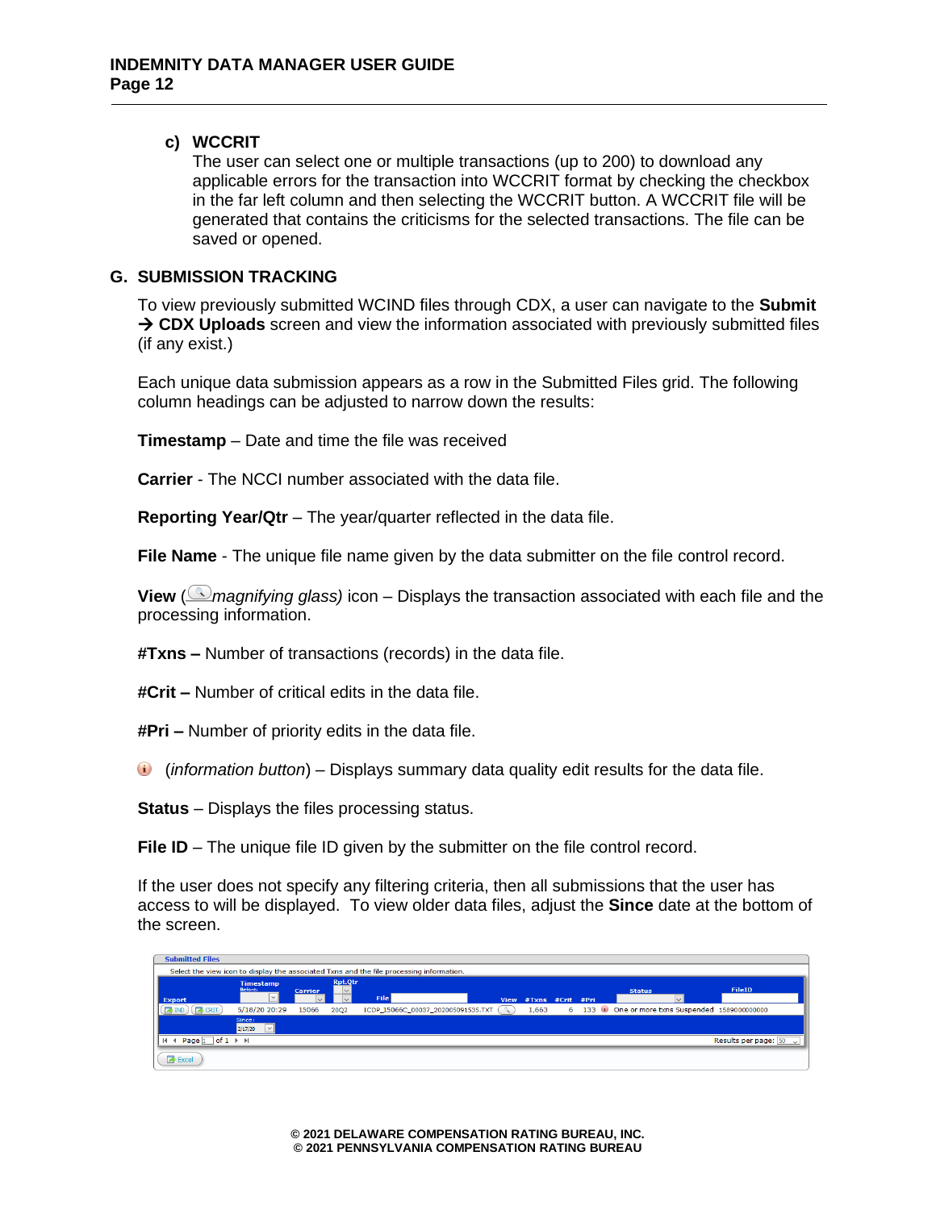### c) WCCRIT

The user can select one or multiple transactions (up to 200) to download any applicable errors for the transaction into WCCRIT format by checking the checkbox in the far left column and then selecting the WCCRIT button. A WCCRIT file will be generated that contains the criticisms for the selected transactions. The file can be saved or opened.

## G. SUBMISSION TRACKING

To view previously submitted WCIND files through CDX, a user can navigate to the **Submit → CDX Uploads** screen and view the information associated with previously submitted files (if any exist.)

Each unique data submission appears as a row in the Submitted Files grid. The following column headings can be adjusted to narrow down the results:

**Timestamp** – Date and time the file was received

**Carrier** - The NCCI number associated with the data file.

**Reporting Year/Qtr** – The year/quarter reflected in the data file.

**File Name** - The unique file name given by the data submitter on the file control record.

**View** (*magnifying glass)* icon – Displays the transaction associated with each file and the processing information.

**#Txns –** Number of transactions (records) in the data file.

**#Crit –** Number of critical edits in the data file.

**#Pri –** Number of priority edits in the data file.

(*information button*) – Displays summary data quality edit results for the data file.

**Status** – Displays the files processing status.

**File ID** – The unique file ID given by the submitter on the file control record.

If the user does not specify any filtering criteria, then all submissions that the user has access to will be displayed. To view older data files, adjust the **Since** date at the bottom of the screen.

**Submitted Files**

Select the view icon to display the associated Txns and the file processing information.

| Export | Timestamp | Carrier | Rpt.Qtr | File | View | #Txns | #Crit | #Pri | | Status | FileID |
|---|---|---|---|---|---|---|---|---|---|---|---|
| IND CRIT | 5/18/20 20:29 | 15066 | 20Q2 | ICDP_15066C_00037_202005091535.TXT | | 1,663 | 6 | 133 | | One or more txns Suspended | 1589000000000 |

Since: 2/17/20

Page 1 of 1 — Results per page: 50

Excel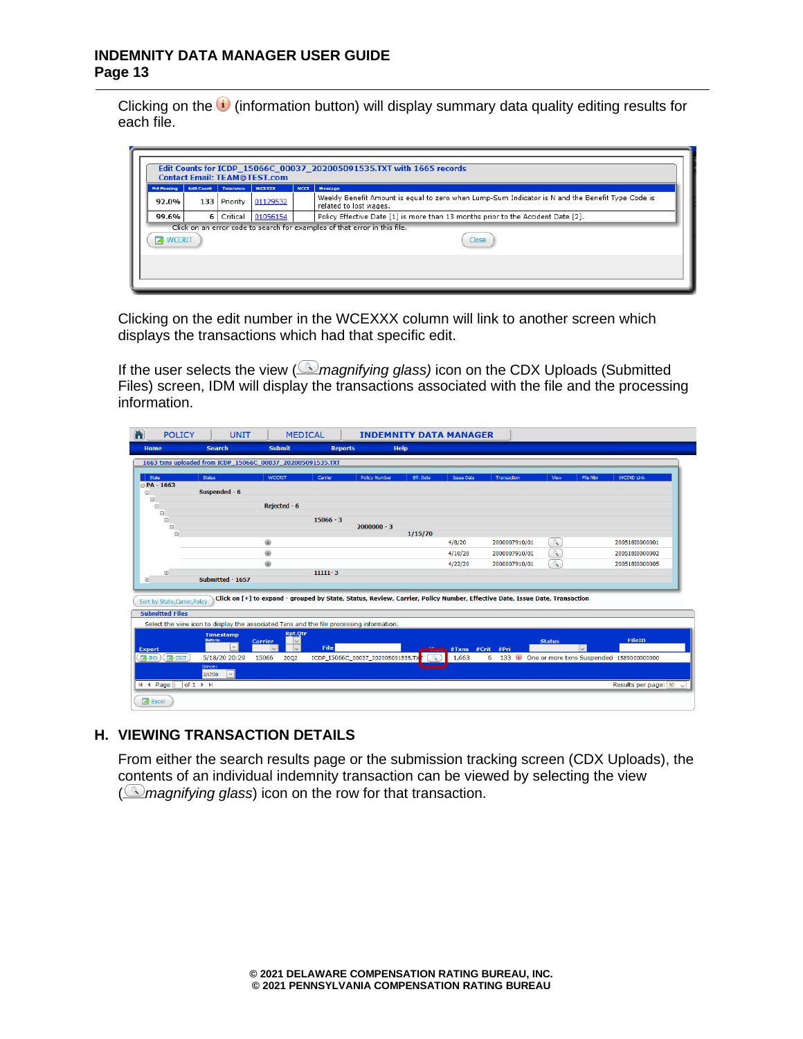Clicking on the (information button) will display summary data quality editing results for each file.

Edit Counts for ICDP_15066C_00037_202005091535.TXT with 1665 records
Contact Email: TEAM@TEST.com

| Pct Passing | Edit Count | Tolerance | WCEXXX | NCCI | Message |
|---|---|---|---|---|---|
| 92.0% | 133 | Priority | 01129532 | | Weekly Benefit Amount is equal to zero when Lump-Sum Indicator is N and the Benefit Type Code is related to lost wages. |
| 99.6% | 6 | Critical | 01056154 | | Policy Effective Date [1] is more than 13 months prior to the Accident Date [2]. |

Click on an error code to search for examples of that error in this file.

Clicking on the edit number in the WCEXXX column will link to another screen which displays the transactions which had that specific edit.

If the user selects the view (*magnifying glass)* icon on the CDX Uploads (Submitted Files) screen, IDM will display the transactions associated with the file and the processing information.

## H. VIEWING TRANSACTION DETAILS

From either the search results page or the submission tracking screen (CDX Uploads), the contents of an individual indemnity transaction can be viewed by selecting the view (*magnifying glass*) icon on the row for that transaction.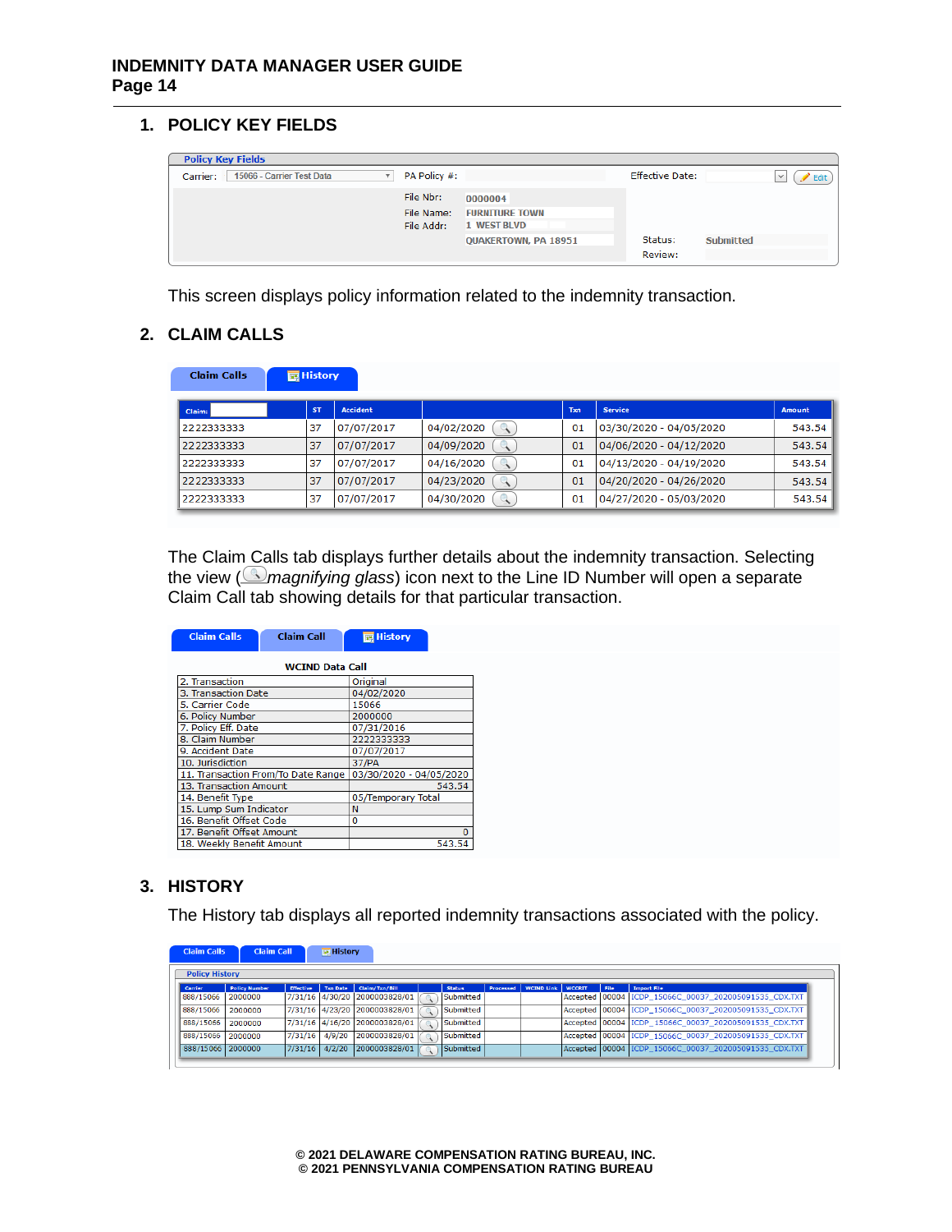1. **POLICY KEY FIELDS**

**Policy Key Fields**

Carrier: 15066 - Carrier Test Data | PA Policy #: | Effective Date: | Edit

File Nbr: 0000004
File Name: FURNITURE TOWN
File Addr: 1 WEST BLVD
QUAKERTOWN, PA 18951

Status: Submitted
Review:

This screen displays policy information related to the indemnity transaction.

2. **CLAIM CALLS**

Claim Calls | History

| Claim: | ST | Accident | | Txn | Service | Amount |
|---|---|---|---|---|---|---|
| 2222333333 | 37 | 07/07/2017 | 04/02/2020 | 01 | 03/30/2020 - 04/05/2020 | 543.54 |
| 2222333333 | 37 | 07/07/2017 | 04/09/2020 | 01 | 04/06/2020 - 04/12/2020 | 543.54 |
| 2222333333 | 37 | 07/07/2017 | 04/16/2020 | 01 | 04/13/2020 - 04/19/2020 | 543.54 |
| 2222333333 | 37 | 07/07/2017 | 04/23/2020 | 01 | 04/20/2020 - 04/26/2020 | 543.54 |
| 2222333333 | 37 | 07/07/2017 | 04/30/2020 | 01 | 04/27/2020 - 05/03/2020 | 543.54 |

The Claim Calls tab displays further details about the indemnity transaction. Selecting the view (*magnifying glass*) icon next to the Line ID Number will open a separate Claim Call tab showing details for that particular transaction.

Claim Calls | Claim Call | History

**WCIND Data Call**

| | |
|---|---|
| 2. Transaction | Original |
| 3. Transaction Date | 04/02/2020 |
| 5. Carrier Code | 15066 |
| 6. Policy Number | 2000000 |
| 7. Policy Eff. Date | 07/31/2016 |
| 8. Claim Number | 2222333333 |
| 9. Accident Date | 07/07/2017 |
| 10. Jurisdiction | 37/PA |
| 11. Transaction From/To Date Range | 03/30/2020 - 04/05/2020 |
| 13. Transaction Amount | 543.54 |
| 14. Benefit Type | 05/Temporary Total |
| 15. Lump Sum Indicator | N |
| 16. Benefit Offset Code | 0 |
| 17. Benefit Offset Amount | 0 |
| 18. Weekly Benefit Amount | 543.54 |

3. **HISTORY**

The History tab displays all reported indemnity transactions associated with the policy.

Claim Calls | Claim Call | History

**Policy History**

| Carrier | Policy Number | Effective | Txn Date | Claim/Txn/Bill | | Status | Processed | WCIND Link | WCCRIT | File | Import File |
|---|---|---|---|---|---|---|---|---|---|---|---|
| 888/15066 | 2000000 | 7/31/16 | 4/30/20 | 2000003828/01 | | Submitted | | | Accepted | 00004 | ICDP_15066C_00037_202005091535_CDX.TXT |
| 888/15066 | 2000000 | 7/31/16 | 4/23/20 | 2000003828/01 | | Submitted | | | Accepted | 00004 | ICDP_15066C_00037_202005091535_CDX.TXT |
| 888/15066 | 2000000 | 7/31/16 | 4/16/20 | 2000003828/01 | | Submitted | | | Accepted | 00004 | ICDP_15066C_00037_202005091535_CDX.TXT |
| 888/15066 | 2000000 | 7/31/16 | 4/9/20 | 2000003828/01 | | Submitted | | | Accepted | 00004 | ICDP_15066C_00037_202005091535_CDX.TXT |
| 888/15066 | 2000000 | 7/31/16 | 4/2/20 | 2000003828/01 | | Submitted | | | Accepted | 00004 | ICDP_15066C_00037_202005091535_CDX.TXT |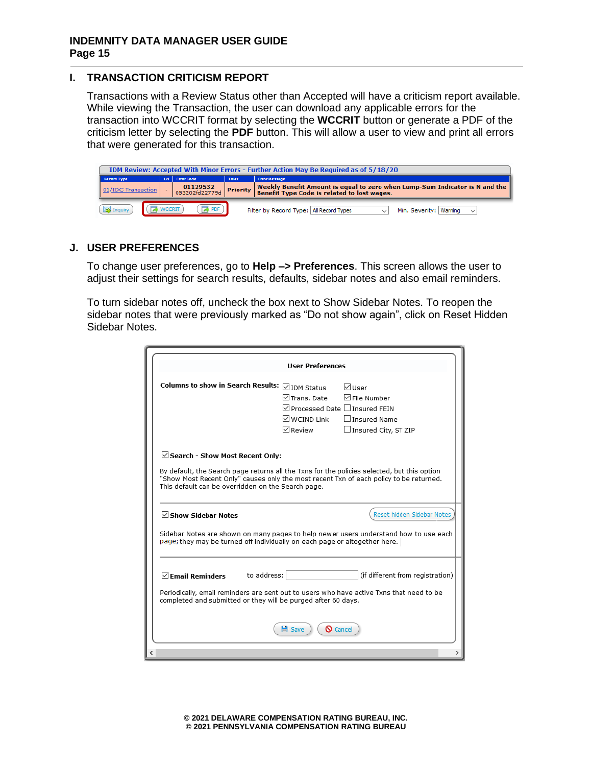## I. TRANSACTION CRITICISM REPORT

Transactions with a Review Status other than Accepted will have a criticism report available. While viewing the Transaction, the user can download any applicable errors for the transaction into WCCRIT format by selecting the **WCCRIT** button or generate a PDF of the criticism letter by selecting the **PDF** button. This will allow a user to view and print all errors that were generated for this transaction.

IDM Review: Accepted With Minor Errors - Further Action May Be Required as of 5/18/20

| Record Type | Lvl | Error Code | Toler. | Error Message |
|---|---|---|---|---|
| 01/IDC Transaction | - | 01129532 053202fd22779d | Priority | Weekly Benefit Amount is equal to zero when Lump-Sum Indicator is N and the Benefit Type Code is related to lost wages. |

Inquiry | WCCRIT | PDF | Filter by Record Type: All Record Types | Min. Severity: Warning

## J. USER PREFERENCES

To change user preferences, go to **Help –> Preferences**. This screen allows the user to adjust their settings for search results, defaults, sidebar notes and also email reminders.

To turn sidebar notes off, uncheck the box next to Show Sidebar Notes. To reopen the sidebar notes that were previously marked as "Do not show again", click on Reset Hidden Sidebar Notes.

**User Preferences**

**Columns to show in Search Results:**

- ☑ IDM Status
- ☑ Trans. Date
- ☑ Processed Date
- ☑ WCIND Link
- ☑ Review
- ☑ User
- ☑ File Number
- ☐ Insured FEIN
- ☐ Insured Name
- ☐ Insured City, ST ZIP

☑ **Search - Show Most Recent Only:**

By default, the Search page returns all the Txns for the policies selected, but this option "Show Most Recent Only" causes only the most recent Txn of each policy to be returned. This default can be overridden on the Search page.

☑ **Show Sidebar Notes** — Reset hidden Sidebar Notes

Sidebar Notes are shown on many pages to help newer users understand how to use each page; they may be turned off individually on each page or altogether here.

☑ **Email Reminders** to address: ______ (if different from registration)

Periodically, email reminders are sent out to users who have active Txns that need to be completed and submitted or they will be purged after 60 days.

Save | Cancel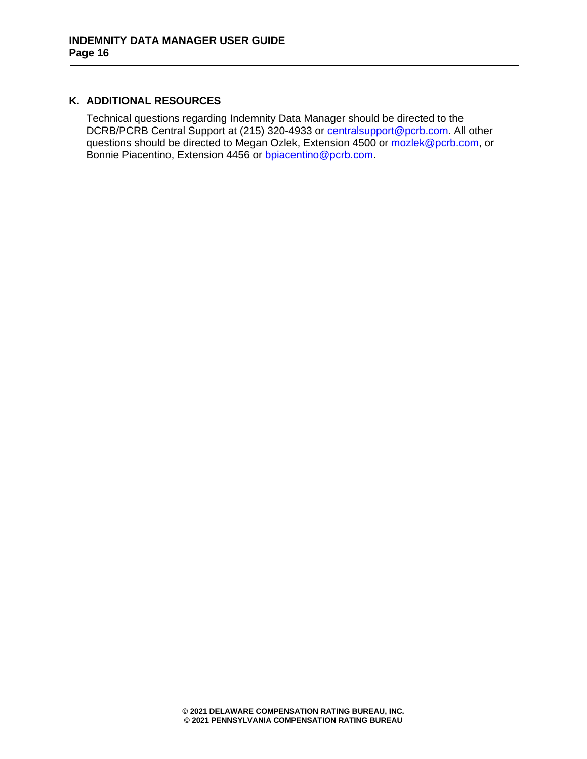## K. ADDITIONAL RESOURCES

Technical questions regarding Indemnity Data Manager should be directed to the DCRB/PCRB Central Support at (215) 320-4933 or centralsupport@pcrb.com. All other questions should be directed to Megan Ozlek, Extension 4500 or mozlek@pcrb.com, or Bonnie Piacentino, Extension 4456 or bpiacentino@pcrb.com.